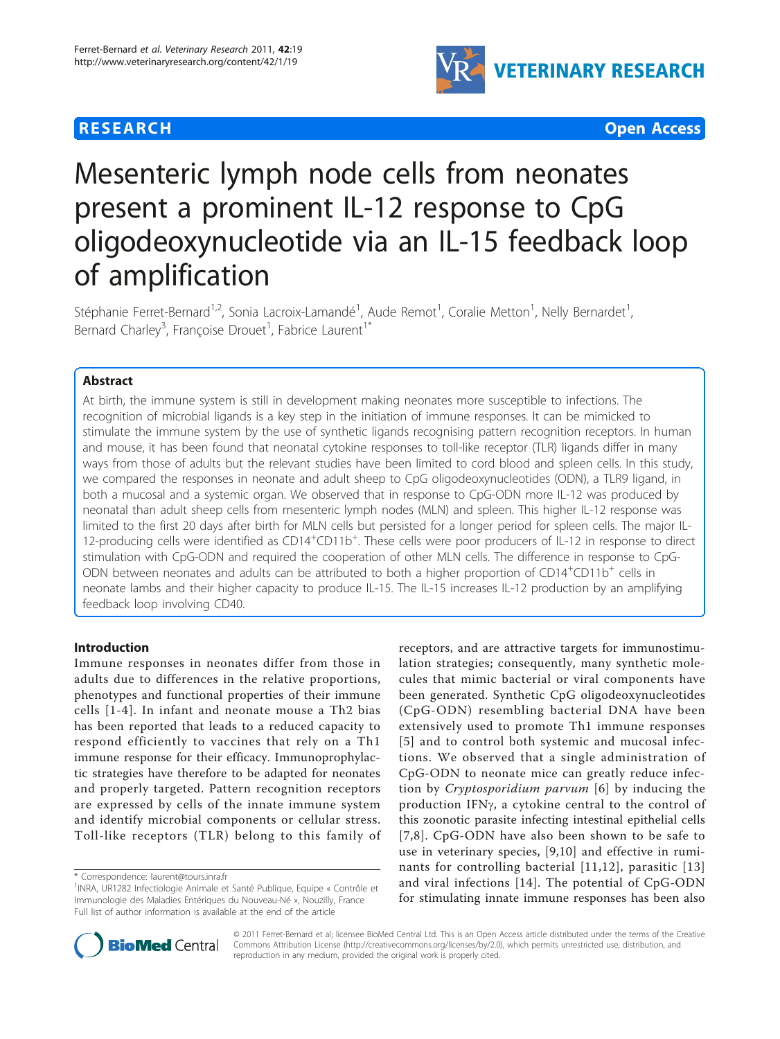**RESEARCH** **Open Access**

# Mesenteric lymph node cells from neonates present a prominent IL-12 response to CpG oligodeoxynucleotide via an IL-15 feedback loop of amplification

Stéphanie Ferret-Bernard[1,2], Sonia Lacroix-Lamandé[1], Aude Remot[1], Coralie Metton[1], Nelly Bernardet[1], Bernard Charley[3], Françoise Drouet[1], Fabrice Laurent[1*]

## Abstract

At birth, the immune system is still in development making neonates more susceptible to infections. The recognition of microbial ligands is a key step in the initiation of immune responses. It can be mimicked to stimulate the immune system by the use of synthetic ligands recognising pattern recognition receptors. In human and mouse, it has been found that neonatal cytokine responses to toll-like receptor (TLR) ligands differ in many ways from those of adults but the relevant studies have been limited to cord blood and spleen cells. In this study, we compared the responses in neonate and adult sheep to CpG oligodeoxynucleotides (ODN), a TLR9 ligand, in both a mucosal and a systemic organ. We observed that in response to CpG-ODN more IL-12 was produced by neonatal than adult sheep cells from mesenteric lymph nodes (MLN) and spleen. This higher IL-12 response was limited to the first 20 days after birth for MLN cells but persisted for a longer period for spleen cells. The major IL-12-producing cells were identified as $CD14^+CD11b^+$. These cells were poor producers of IL-12 in response to direct stimulation with CpG-ODN and required the cooperation of other MLN cells. The difference in response to CpG-ODN between neonates and adults can be attributed to both a higher proportion of $CD14^+CD11b^+$ cells in neonate lambs and their higher capacity to produce IL-15. The IL-15 increases IL-12 production by an amplifying feedback loop involving CD40.

## Introduction

Immune responses in neonates differ from those in adults due to differences in the relative proportions, phenotypes and functional properties of their immune cells [1-4]. In infant and neonate mouse a Th2 bias has been reported that leads to a reduced capacity to respond efficiently to vaccines that rely on a Th1 immune response for their efficacy. Immunoprophylactic strategies have therefore to be adapted for neonates and properly targeted. Pattern recognition receptors are expressed by cells of the innate immune system and identify microbial components or cellular stress. Toll-like receptors (TLR) belong to this family of receptors, and are attractive targets for immunostimulation strategies; consequently, many synthetic molecules that mimic bacterial or viral components have been generated. Synthetic CpG oligodeoxynucleotides (CpG-ODN) resembling bacterial DNA have been extensively used to promote Th1 immune responses [5] and to control both systemic and mucosal infections. We observed that a single administration of CpG-ODN to neonate mice can greatly reduce infection by *Cryptosporidium parvum* [6] by inducing the production IFNγ, a cytokine central to the control of this zoonotic parasite infecting intestinal epithelial cells [7,8]. CpG-ODN have also been shown to be safe to use in veterinary species, [9,10] and effective in ruminants for controlling bacterial [11,12], parasitic [13] and viral infections [14]. The potential of CpG-ODN for stimulating innate immune responses has been also

\* Correspondence: laurent@tours.inra.fr
[1]INRA, UR1282 Infectiologie Animale et Santé Publique, Equipe « Contrôle et Immunologie des Maladies Entériques du Nouveau-Né », Nouzilly, France
Full list of author information is available at the end of the article

© 2011 Ferret-Bernard et al; licensee BioMed Central Ltd. This is an Open Access article distributed under the terms of the Creative Commons Attribution License (http://creativecommons.org/licenses/by/2.0), which permits unrestricted use, distribution, and reproduction in any medium, provided the original work is properly cited.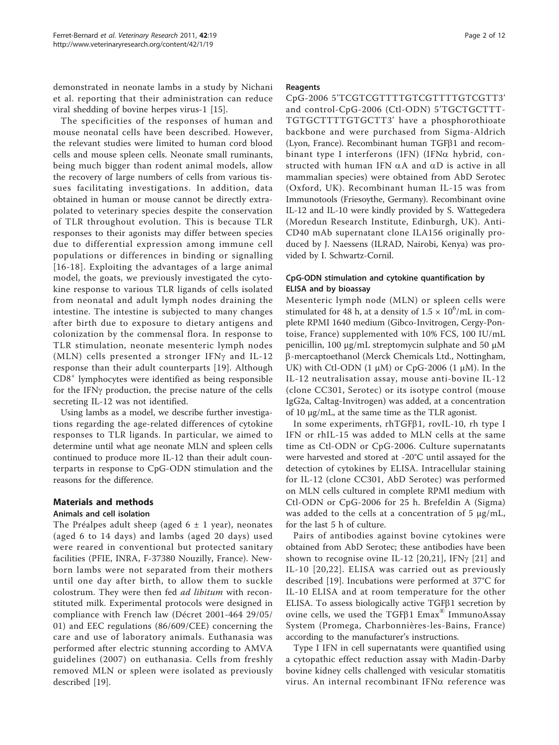demonstrated in neonate lambs in a study by Nichani et al. reporting that their administration can reduce viral shedding of bovine herpes virus-1 [15].

The specificities of the responses of human and mouse neonatal cells have been described. However, the relevant studies were limited to human cord blood cells and mouse spleen cells. Neonate small ruminants, being much bigger than rodent animal models, allow the recovery of large numbers of cells from various tissues facilitating investigations. In addition, data obtained in human or mouse cannot be directly extrapolated to veterinary species despite the conservation of TLR throughout evolution. This is because TLR responses to their agonists may differ between species due to differential expression among immune cell populations or differences in binding or signalling [16-18]. Exploiting the advantages of a large animal model, the goats, we previously investigated the cytokine response to various TLR ligands of cells isolated from neonatal and adult lymph nodes draining the intestine. The intestine is subjected to many changes after birth due to exposure to dietary antigens and colonization by the commensal flora. In response to TLR stimulation, neonate mesenteric lymph nodes (MLN) cells presented a stronger IFNγ and IL-12 response than their adult counterparts [19]. Although $CD8^+$ lymphocytes were identified as being responsible for the IFNγ production, the precise nature of the cells secreting IL-12 was not identified.

Using lambs as a model, we describe further investigations regarding the age-related differences of cytokine responses to TLR ligands. In particular, we aimed to determine until what age neonate MLN and spleen cells continued to produce more IL-12 than their adult counterparts in response to CpG-ODN stimulation and the reasons for the difference.

## Materials and methods

### Animals and cell isolation

The Préalpes adult sheep (aged 6 ± 1 year), neonates (aged 6 to 14 days) and lambs (aged 20 days) used were reared in conventional but protected sanitary facilities (PFIE, INRA, F-37380 Nouzilly, France). Newborn lambs were not separated from their mothers until one day after birth, to allow them to suckle colostrum. They were then fed *ad libitum* with reconstituted milk. Experimental protocols were designed in compliance with French law (Décret 2001-464 29/05/01) and EEC regulations (86/609/CEE) concerning the care and use of laboratory animals. Euthanasia was performed after electric stunning according to AMVA guidelines (2007) on euthanasia. Cells from freshly removed MLN or spleen were isolated as previously described [19].

### Reagents

CpG-2006 5'TCGTCGTTTTGTCGTTTTGTCGTT3' and control-CpG-2006 (Ctl-ODN) 5'TGCTGCTTTTGTGCTTTTGTGCTT3' have a phosphorothioate backbone and were purchased from Sigma-Aldrich (Lyon, France). Recombinant human TGFβ1 and recombinant type I interferons (IFN) (IFNα hybrid, constructed with human IFN αA and αD is active in all mammalian species) were obtained from AbD Serotec (Oxford, UK). Recombinant human IL-15 was from Immunotools (Friesoythe, Germany). Recombinant ovine IL-12 and IL-10 were kindly provided by S. Wattegedera (Moredun Research Institute, Edinburgh, UK). Anti-CD40 mAb supernatant clone ILA156 originally produced by J. Naessens (ILRAD, Nairobi, Kenya) was provided by I. Schwartz-Cornil.

### CpG-ODN stimulation and cytokine quantification by ELISA and by bioassay

Mesenteric lymph node (MLN) or spleen cells were stimulated for 48 h, at a density of $1.5 \times 10^6$/mL in complete RPMI 1640 medium (Gibco-Invitrogen, Cergy-Pontoise, France) supplemented with 10% FCS, 100 IU/mL penicillin, 100 μg/mL streptomycin sulphate and 50 μM β-mercaptoethanol (Merck Chemicals Ltd., Nottingham, UK) with Ctl-ODN (1 μM) or CpG-2006 (1 μM). In the IL-12 neutralisation assay, mouse anti-bovine IL-12 (clone CC301, Serotec) or its isotype control (mouse IgG2a, Caltag-Invitrogen) was added, at a concentration of 10 μg/mL, at the same time as the TLR agonist.

In some experiments, rhTGFβ1, rovIL-10, rh type I IFN or rhIL-15 was added to MLN cells at the same time as Ctl-ODN or CpG-2006. Culture supernatants were harvested and stored at -20°C until assayed for the detection of cytokines by ELISA. Intracellular staining for IL-12 (clone CC301, AbD Serotec) was performed on MLN cells cultured in complete RPMI medium with Ctl-ODN or CpG-2006 for 25 h. Brefeldin A (Sigma) was added to the cells at a concentration of 5 μg/mL, for the last 5 h of culture.

Pairs of antibodies against bovine cytokines were obtained from AbD Serotec; these antibodies have been shown to recognise ovine IL-12 [20,21], IFNγ [21] and IL-10 [20,22]. ELISA was carried out as previously described [19]. Incubations were performed at 37°C for IL-10 ELISA and at room temperature for the other ELISA. To assess biologically active TGFβ1 secretion by ovine cells, we used the TGFβ1 Emax® ImmunoAssay System (Promega, Charbonnières-les-Bains, France) according to the manufacturer's instructions.

Type I IFN in cell supernatants were quantified using a cytopathic effect reduction assay with Madin-Darby bovine kidney cells challenged with vesicular stomatitis virus. An internal recombinant IFNα reference was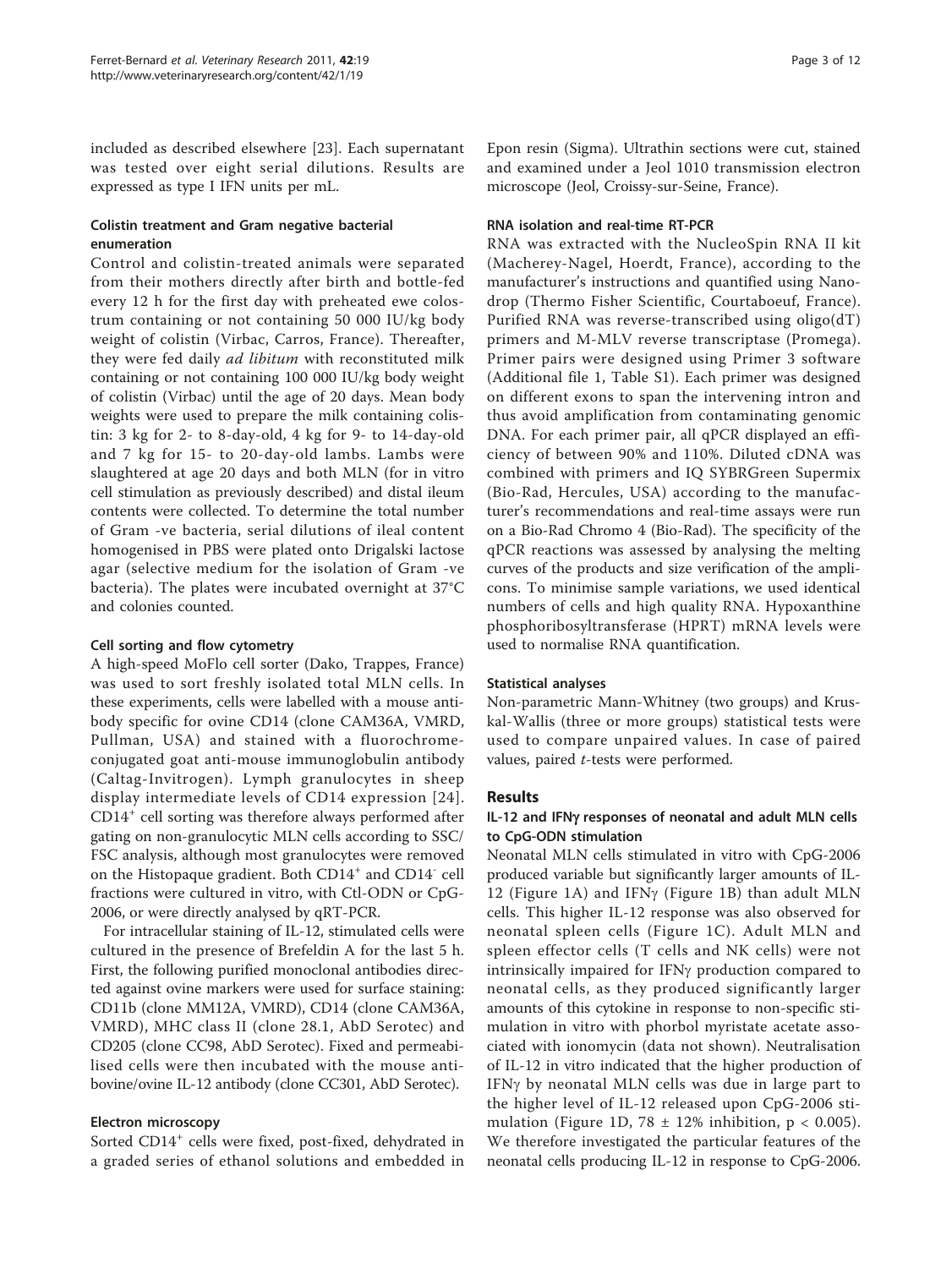included as described elsewhere [23]. Each supernatant was tested over eight serial dilutions. Results are expressed as type I IFN units per mL.

### Colistin treatment and Gram negative bacterial enumeration

Control and colistin-treated animals were separated from their mothers directly after birth and bottle-fed every 12 h for the first day with preheated ewe colostrum containing or not containing 50 000 IU/kg body weight of colistin (Virbac, Carros, France). Thereafter, they were fed daily *ad libitum* with reconstituted milk containing or not containing 100 000 IU/kg body weight of colistin (Virbac) until the age of 20 days. Mean body weights were used to prepare the milk containing colistin: 3 kg for 2- to 8-day-old, 4 kg for 9- to 14-day-old and 7 kg for 15- to 20-day-old lambs. Lambs were slaughtered at age 20 days and both MLN (for in vitro cell stimulation as previously described) and distal ileum contents were collected. To determine the total number of Gram -ve bacteria, serial dilutions of ileal content homogenised in PBS were plated onto Drigalski lactose agar (selective medium for the isolation of Gram -ve bacteria). The plates were incubated overnight at 37°C and colonies counted.

### Cell sorting and flow cytometry

A high-speed MoFlo cell sorter (Dako, Trappes, France) was used to sort freshly isolated total MLN cells. In these experiments, cells were labelled with a mouse antibody specific for ovine CD14 (clone CAM36A, VMRD, Pullman, USA) and stained with a fluorochrome-conjugated goat anti-mouse immunoglobulin antibody (Caltag-Invitrogen). Lymph granulocytes in sheep display intermediate levels of CD14 expression [24]. $CD14^+$ cell sorting was therefore always performed after gating on non-granulocytic MLN cells according to SSC/FSC analysis, although most granulocytes were removed on the Histopaque gradient. Both $CD14^+$ and $CD14^-$ cell fractions were cultured in vitro, with Ctl-ODN or CpG-2006, or were directly analysed by qRT-PCR.

For intracellular staining of IL-12, stimulated cells were cultured in the presence of Brefeldin A for the last 5 h. First, the following purified monoclonal antibodies directed against ovine markers were used for surface staining: CD11b (clone MM12A, VMRD), CD14 (clone CAM36A, VMRD), MHC class II (clone 28.1, AbD Serotec) and CD205 (clone CC98, AbD Serotec). Fixed and permeabilised cells were then incubated with the mouse anti-bovine/ovine IL-12 antibody (clone CC301, AbD Serotec).

### Electron microscopy

Sorted $CD14^+$ cells were fixed, post-fixed, dehydrated in a graded series of ethanol solutions and embedded in Epon resin (Sigma). Ultrathin sections were cut, stained and examined under a Jeol 1010 transmission electron microscope (Jeol, Croissy-sur-Seine, France).

### RNA isolation and real-time RT-PCR

RNA was extracted with the NucleoSpin RNA II kit (Macherey-Nagel, Hoerdt, France), according to the manufacturer's instructions and quantified using Nanodrop (Thermo Fisher Scientific, Courtaboeuf, France). Purified RNA was reverse-transcribed using oligo(dT) primers and M-MLV reverse transcriptase (Promega). Primer pairs were designed using Primer 3 software (Additional file 1, Table S1). Each primer was designed on different exons to span the intervening intron and thus avoid amplification from contaminating genomic DNA. For each primer pair, all qPCR displayed an efficiency of between 90% and 110%. Diluted cDNA was combined with primers and IQ SYBRGreen Supermix (Bio-Rad, Hercules, USA) according to the manufacturer's recommendations and real-time assays were run on a Bio-Rad Chromo 4 (Bio-Rad). The specificity of the qPCR reactions was assessed by analysing the melting curves of the products and size verification of the amplicons. To minimise sample variations, we used identical numbers of cells and high quality RNA. Hypoxanthine phosphoribosyltransferase (HPRT) mRNA levels were used to normalise RNA quantification.

### Statistical analyses

Non-parametric Mann-Whitney (two groups) and Kruskal-Wallis (three or more groups) statistical tests were used to compare unpaired values. In case of paired values, paired *t*-tests were performed.

## Results

### IL-12 and IFNγ responses of neonatal and adult MLN cells to CpG-ODN stimulation

Neonatal MLN cells stimulated in vitro with CpG-2006 produced variable but significantly larger amounts of IL-12 (Figure 1A) and IFNγ (Figure 1B) than adult MLN cells. This higher IL-12 response was also observed for neonatal spleen cells (Figure 1C). Adult MLN and spleen effector cells (T cells and NK cells) were not intrinsically impaired for IFNγ production compared to neonatal cells, as they produced significantly larger amounts of this cytokine in response to non-specific stimulation in vitro with phorbol myristate acetate associated with ionomycin (data not shown). Neutralisation of IL-12 in vitro indicated that the higher production of IFNγ by neonatal MLN cells was due in large part to the higher level of IL-12 released upon CpG-2006 stimulation (Figure 1D, $78 \pm 12\%$ inhibition, $p < 0.005$). We therefore investigated the particular features of the neonatal cells producing IL-12 in response to CpG-2006.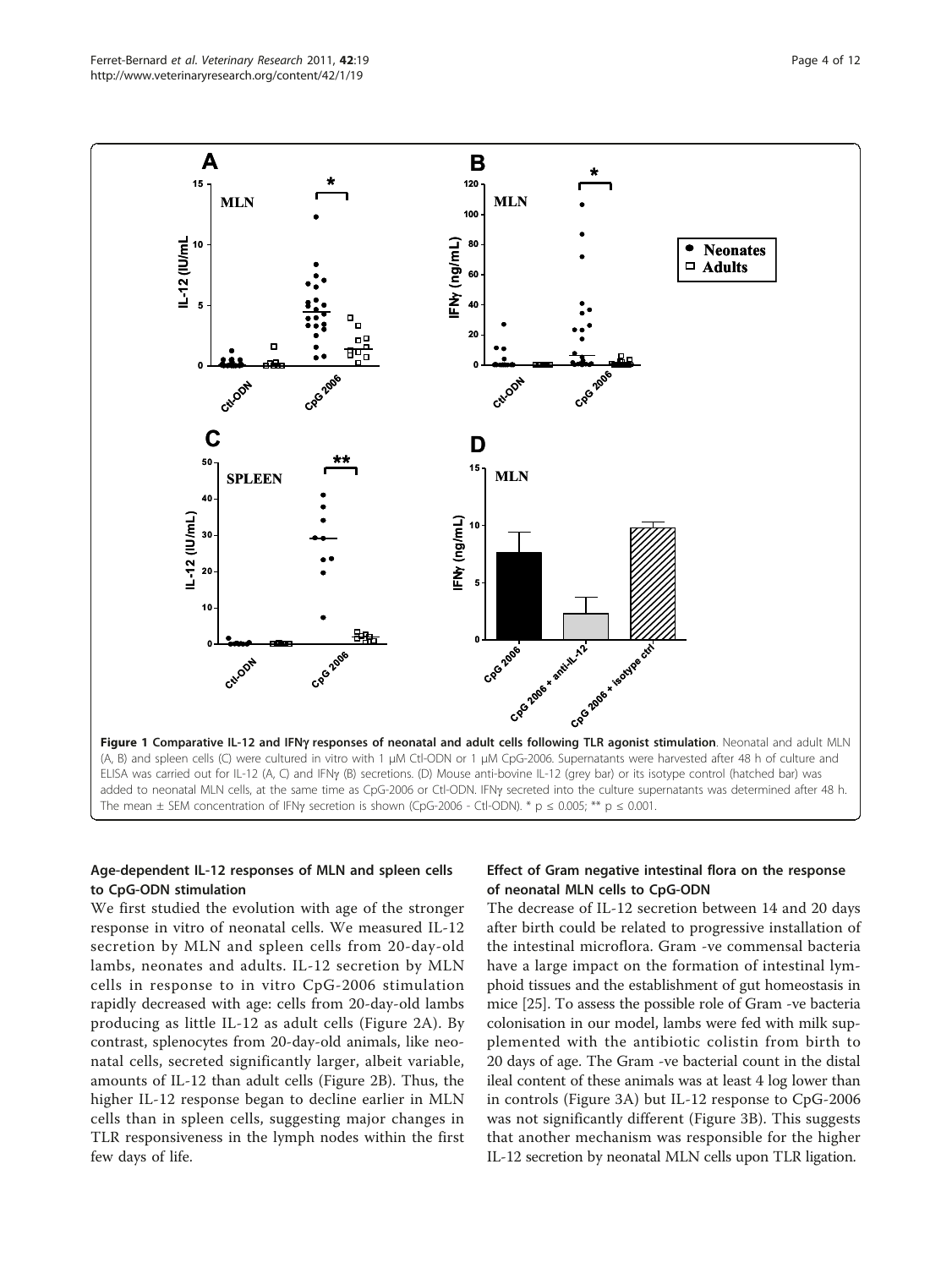**Figure 1 Comparative IL-12 and IFNγ responses of neonatal and adult cells following TLR agonist stimulation**. Neonatal and adult MLN (A, B) and spleen cells (C) were cultured in vitro with 1 μM Ctl-ODN or 1 μM CpG-2006. Supernatants were harvested after 48 h of culture and ELISA was carried out for IL-12 (A, C) and IFNγ (B) secretions. (D) Mouse anti-bovine IL-12 (grey bar) or its isotype control (hatched bar) was added to neonatal MLN cells, at the same time as CpG-2006 or Ctl-ODN. IFNγ secreted into the culture supernatants was determined after 48 h. The mean ± SEM concentration of IFNγ secretion is shown (CpG-2006 - Ctl-ODN). * $p \leq 0.005$; ** $p \leq 0.001$.

### Age-dependent IL-12 responses of MLN and spleen cells to CpG-ODN stimulation

We first studied the evolution with age of the stronger response in vitro of neonatal cells. We measured IL-12 secretion by MLN and spleen cells from 20-day-old lambs, neonates and adults. IL-12 secretion by MLN cells in response to in vitro CpG-2006 stimulation rapidly decreased with age: cells from 20-day-old lambs producing as little IL-12 as adult cells (Figure 2A). By contrast, splenocytes from 20-day-old animals, like neonatal cells, secreted significantly larger, albeit variable, amounts of IL-12 than adult cells (Figure 2B). Thus, the higher IL-12 response began to decline earlier in MLN cells than in spleen cells, suggesting major changes in TLR responsiveness in the lymph nodes within the first few days of life.

### Effect of Gram negative intestinal flora on the response of neonatal MLN cells to CpG-ODN

The decrease of IL-12 secretion between 14 and 20 days after birth could be related to progressive installation of the intestinal microflora. Gram -ve commensal bacteria have a large impact on the formation of intestinal lymphoid tissues and the establishment of gut homeostasis in mice [25]. To assess the possible role of Gram -ve bacteria colonisation in our model, lambs were fed with milk supplemented with the antibiotic colistin from birth to 20 days of age. The Gram -ve bacterial count in the distal ileal content of these animals was at least 4 log lower than in controls (Figure 3A) but IL-12 response to CpG-2006 was not significantly different (Figure 3B). This suggests that another mechanism was responsible for the higher IL-12 secretion by neonatal MLN cells upon TLR ligation.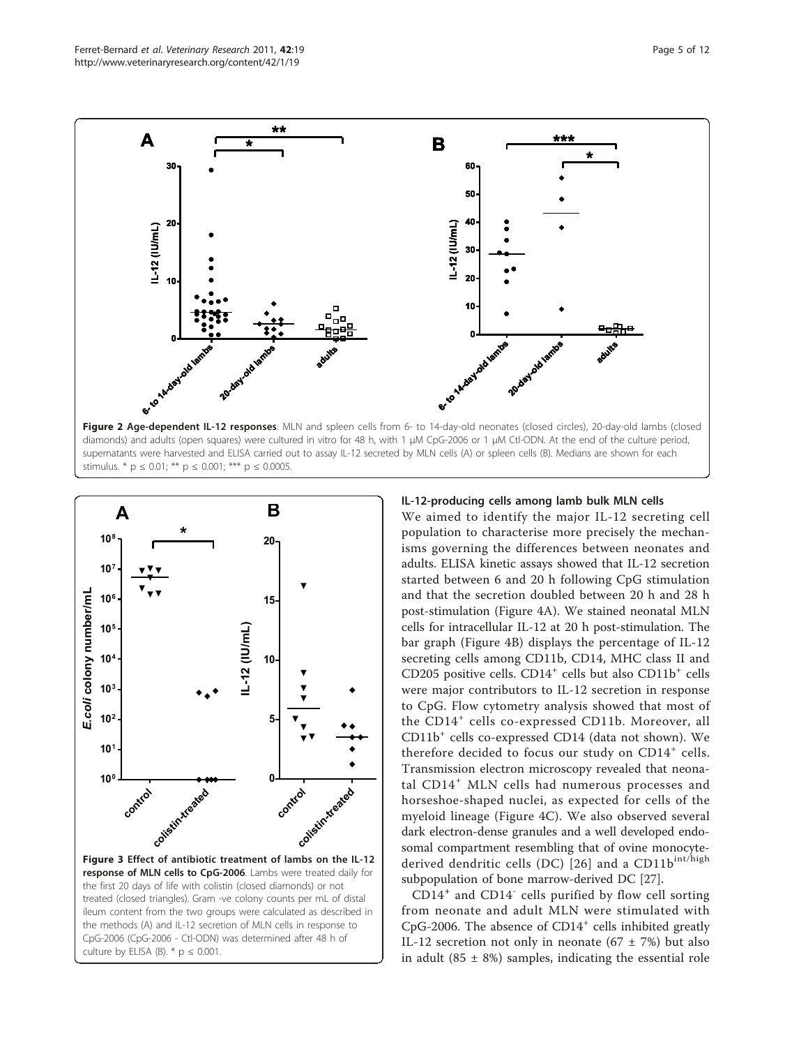**Figure 2 Age-dependent IL-12 responses**. MLN and spleen cells from 6- to 14-day-old neonates (closed circles), 20-day-old lambs (closed diamonds) and adults (open squares) were cultured in vitro for 48 h, with 1 μM CpG-2006 or 1 μM Ctl-ODN. At the end of the culture period, supernatants were harvested and ELISA carried out to assay IL-12 secreted by MLN cells (A) or spleen cells (B). Medians are shown for each stimulus. * p ≤ 0.01; ** p ≤ 0.001; *** p ≤ 0.0005.

**Figure 3 Effect of antibiotic treatment of lambs on the IL-12 response of MLN cells to CpG-2006**. Lambs were treated daily for the first 20 days of life with colistin (closed diamonds) or not treated (closed triangles). Gram -ve colony counts per mL of distal ileum content from the two groups were calculated as described in the methods (A) and IL-12 secretion of MLN cells in response to CpG-2006 (CpG-2006 - Ctl-ODN) was determined after 48 h of culture by ELISA (B). * p ≤ 0.001.

### IL-12-producing cells among lamb bulk MLN cells

We aimed to identify the major IL-12 secreting cell population to characterise more precisely the mechanisms governing the differences between neonates and adults. ELISA kinetic assays showed that IL-12 secretion started between 6 and 20 h following CpG stimulation and that the secretion doubled between 20 h and 28 h post-stimulation (Figure 4A). We stained neonatal MLN cells for intracellular IL-12 at 20 h post-stimulation. The bar graph (Figure 4B) displays the percentage of IL-12 secreting cells among CD11b, CD14, MHC class II and CD205 positive cells. $CD14^+$ cells but also $CD11b^+$ cells were major contributors to IL-12 secretion in response to CpG. Flow cytometry analysis showed that most of the $CD14^+$ cells co-expressed CD11b. Moreover, all $CD11b^+$ cells co-expressed CD14 (data not shown). We therefore decided to focus our study on $CD14^+$ cells. Transmission electron microscopy revealed that neonatal $CD14^+$ MLN cells had numerous processes and horseshoe-shaped nuclei, as expected for cells of the myeloid lineage (Figure 4C). We also observed several dark electron-dense granules and a well developed endosomal compartment resembling that of ovine monocyte-derived dendritic cells (DC) [26] and a $CD11b^{int/high}$ subpopulation of bone marrow-derived DC [27].

$CD14^+$ and $CD14^-$ cells purified by flow cell sorting from neonate and adult MLN were stimulated with CpG-2006. The absence of $CD14^+$ cells inhibited greatly IL-12 secretion not only in neonate (67 ± 7%) but also in adult (85 ± 8%) samples, indicating the essential role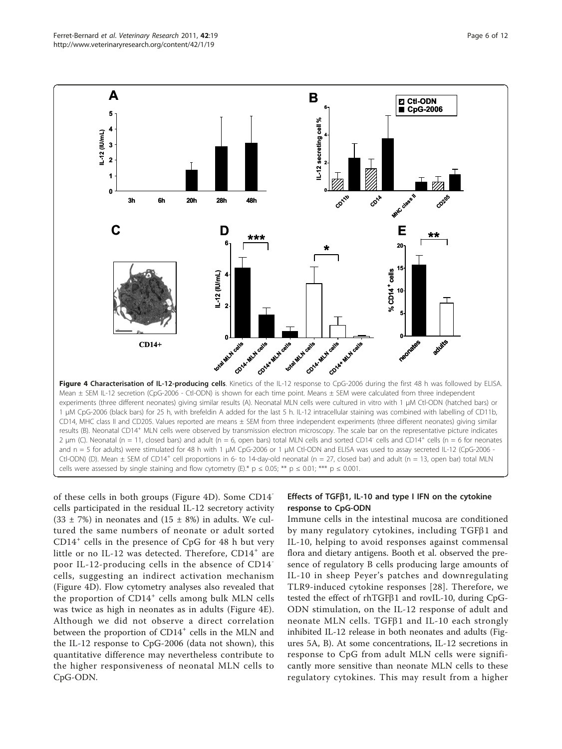**Figure 4 Characterisation of IL-12-producing cells**. Kinetics of the IL-12 response to CpG-2006 during the first 48 h was followed by ELISA. Mean ± SEM IL-12 secretion (CpG-2006 - Ctl-ODN) is shown for each time point. Means ± SEM were calculated from three independent experiments (three different neonates) giving similar results (A). Neonatal MLN cells were cultured in vitro with 1 μM Ctl-ODN (hatched bars) or 1 μM CpG-2006 (black bars) for 25 h, with brefeldin A added for the last 5 h. IL-12 intracellular staining was combined with labelling of CD11b, CD14, MHC class II and CD205. Values reported are means ± SEM from three independent experiments (three different neonates) giving similar results (B). Neonatal $CD14^+$ MLN cells were observed by transmission electron microscopy. The scale bar on the representative picture indicates 2 μm (C). Neonatal (n = 11, closed bars) and adult (n = 6, open bars) total MLN cells and sorted $CD14^-$ cells and $CD14^+$ cells (n = 6 for neonates and n = 5 for adults) were stimulated for 48 h with 1 μM CpG-2006 or 1 μM Ctl-ODN and ELISA was used to assay secreted IL-12 (CpG-2006 - Ctl-ODN) (D). Mean ± SEM of $CD14^+$ cell proportions in 6- to 14-day-old neonatal (n = 27, closed bar) and adult (n = 13, open bar) total MLN cells were assessed by single staining and flow cytometry (E).* p ≤ 0.05; ** p ≤ 0.01; *** p ≤ 0.001.

of these cells in both groups (Figure 4D). Some $CD14^-$ cells participated in the residual IL-12 secretory activity (33 ± 7%) in neonates and (15 ± 8%) in adults. We cultured the same numbers of neonate or adult sorted $CD14^+$ cells in the presence of CpG for 48 h but very little or no IL-12 was detected. Therefore, $CD14^+$ are poor IL-12-producing cells in the absence of $CD14^-$ cells, suggesting an indirect activation mechanism (Figure 4D). Flow cytometry analyses also revealed that the proportion of $CD14^+$ cells among bulk MLN cells was twice as high in neonates as in adults (Figure 4E). Although we did not observe a direct correlation between the proportion of $CD14^+$ cells in the MLN and the IL-12 response to CpG-2006 (data not shown), this quantitative difference may nevertheless contribute to the higher responsiveness of neonatal MLN cells to CpG-ODN.

### Effects of TGFβ1, IL-10 and type I IFN on the cytokine response to CpG-ODN

Immune cells in the intestinal mucosa are conditioned by many regulatory cytokines, including TGFβ1 and IL-10, helping to avoid responses against commensal flora and dietary antigens. Booth et al. observed the presence of regulatory B cells producing large amounts of IL-10 in sheep Peyer's patches and downregulating TLR9-induced cytokine responses [28]. Therefore, we tested the effect of rhTGFβ1 and rovIL-10, during CpG-ODN stimulation, on the IL-12 response of adult and neonate MLN cells. TGFβ1 and IL-10 each strongly inhibited IL-12 release in both neonates and adults (Figures 5A, B). At some concentrations, IL-12 secretions in response to CpG from adult MLN cells were significantly more sensitive than neonate MLN cells to these regulatory cytokines. This may result from a higher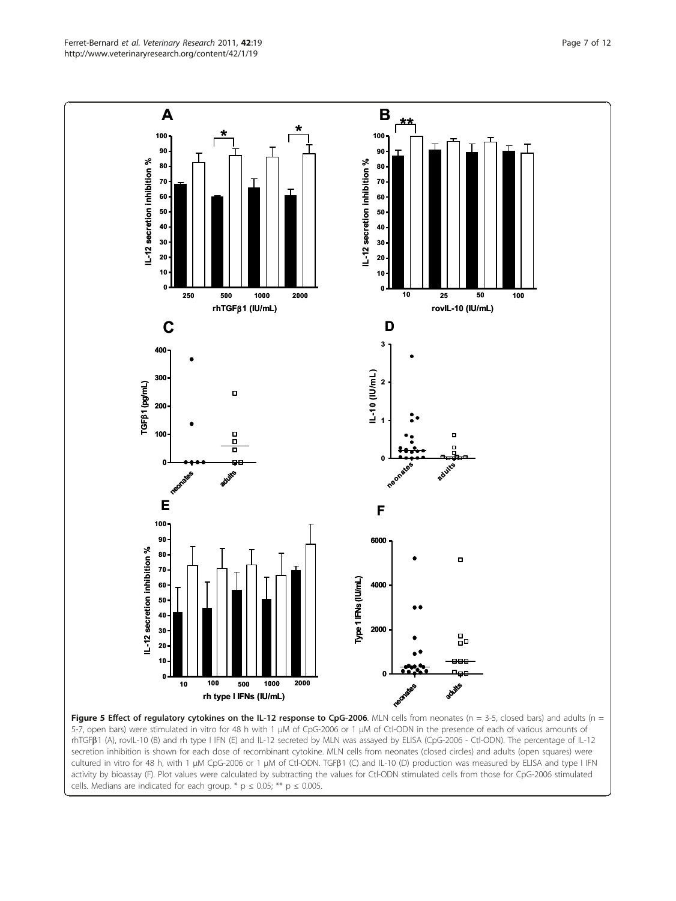**Figure 5 Effect of regulatory cytokines on the IL-12 response to CpG-2006**. MLN cells from neonates (n = 3-5, closed bars) and adults (n = 5-7, open bars) were stimulated in vitro for 48 h with 1 μM of CpG-2006 or 1 μM of Ctl-ODN in the presence of each of various amounts of rhTGFβ1 (A), rovIL-10 (B) and rh type I IFN (E) and IL-12 secreted by MLN was assayed by ELISA (CpG-2006 - Ctl-ODN). The percentage of IL-12 secretion inhibition is shown for each dose of recombinant cytokine. MLN cells from neonates (closed circles) and adults (open squares) were cultured in vitro for 48 h, with 1 μM CpG-2006 or 1 μM of Ctl-ODN. TGFβ1 (C) and IL-10 (D) production was measured by ELISA and type I IFN activity by bioassay (F). Plot values were calculated by subtracting the values for Ctl-ODN stimulated cells from those for CpG-2006 stimulated cells. Medians are indicated for each group. * $p \leq 0.05$; ** $p \leq 0.005$.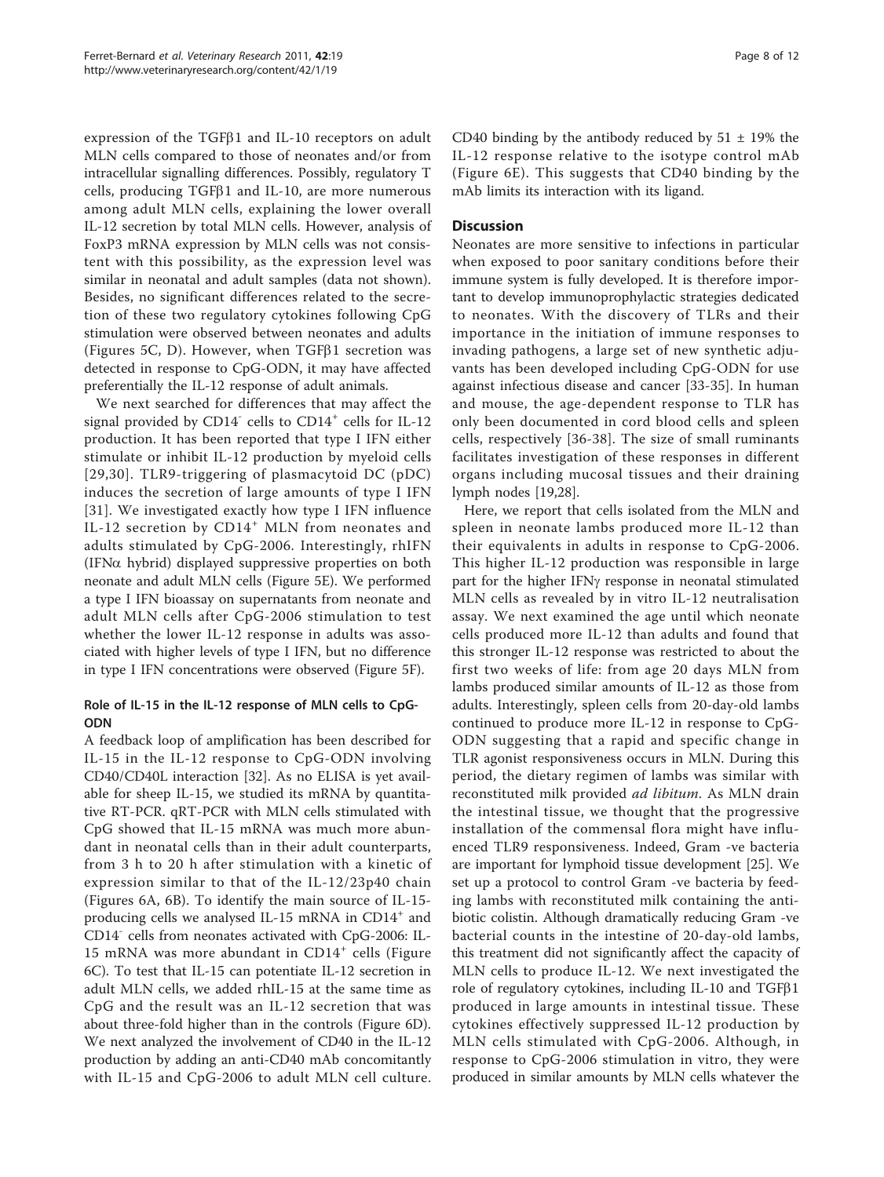expression of the TGFβ1 and IL-10 receptors on adult MLN cells compared to those of neonates and/or from intracellular signalling differences. Possibly, regulatory T cells, producing TGFβ1 and IL-10, are more numerous among adult MLN cells, explaining the lower overall IL-12 secretion by total MLN cells. However, analysis of FoxP3 mRNA expression by MLN cells was not consistent with this possibility, as the expression level was similar in neonatal and adult samples (data not shown). Besides, no significant differences related to the secretion of these two regulatory cytokines following CpG stimulation were observed between neonates and adults (Figures 5C, D). However, when TGFβ1 secretion was detected in response to CpG-ODN, it may have affected preferentially the IL-12 response of adult animals.

We next searched for differences that may affect the signal provided by $CD14^-$ cells to $CD14^+$ cells for IL-12 production. It has been reported that type I IFN either stimulate or inhibit IL-12 production by myeloid cells [29,30]. TLR9-triggering of plasmacytoid DC (pDC) induces the secretion of large amounts of type I IFN [31]. We investigated exactly how type I IFN influence IL-12 secretion by $CD14^+$ MLN from neonates and adults stimulated by CpG-2006. Interestingly, rhIFN (IFNα hybrid) displayed suppressive properties on both neonate and adult MLN cells (Figure 5E). We performed a type I IFN bioassay on supernatants from neonate and adult MLN cells after CpG-2006 stimulation to test whether the lower IL-12 response in adults was associated with higher levels of type I IFN, but no difference in type I IFN concentrations were observed (Figure 5F).

### Role of IL-15 in the IL-12 response of MLN cells to CpG-ODN

A feedback loop of amplification has been described for IL-15 in the IL-12 response to CpG-ODN involving CD40/CD40L interaction [32]. As no ELISA is yet available for sheep IL-15, we studied its mRNA by quantitative RT-PCR. qRT-PCR with MLN cells stimulated with CpG showed that IL-15 mRNA was much more abundant in neonatal cells than in their adult counterparts, from 3 h to 20 h after stimulation with a kinetic of expression similar to that of the IL-12/23p40 chain (Figures 6A, 6B). To identify the main source of IL-15-producing cells we analysed IL-15 mRNA in $CD14^+$ and $CD14^-$ cells from neonates activated with CpG-2006: IL-15 mRNA was more abundant in $CD14^+$ cells (Figure 6C). To test that IL-15 can potentiate IL-12 secretion in adult MLN cells, we added rhIL-15 at the same time as CpG and the result was an IL-12 secretion that was about three-fold higher than in the controls (Figure 6D). We next analyzed the involvement of CD40 in the IL-12 production by adding an anti-CD40 mAb concomitantly with IL-15 and CpG-2006 to adult MLN cell culture. CD40 binding by the antibody reduced by $51 \pm 19\%$ the IL-12 response relative to the isotype control mAb (Figure 6E). This suggests that CD40 binding by the mAb limits its interaction with its ligand.

## Discussion

Neonates are more sensitive to infections in particular when exposed to poor sanitary conditions before their immune system is fully developed. It is therefore important to develop immunoprophylactic strategies dedicated to neonates. With the discovery of TLRs and their importance in the initiation of immune responses to invading pathogens, a large set of new synthetic adjuvants has been developed including CpG-ODN for use against infectious disease and cancer [33-35]. In human and mouse, the age-dependent response to TLR has only been documented in cord blood cells and spleen cells, respectively [36-38]. The size of small ruminants facilitates investigation of these responses in different organs including mucosal tissues and their draining lymph nodes [19,28].

Here, we report that cells isolated from the MLN and spleen in neonate lambs produced more IL-12 than their equivalents in adults in response to CpG-2006. This higher IL-12 production was responsible in large part for the higher IFNγ response in neonatal stimulated MLN cells as revealed by in vitro IL-12 neutralisation assay. We next examined the age until which neonate cells produced more IL-12 than adults and found that this stronger IL-12 response was restricted to about the first two weeks of life: from age 20 days MLN from lambs produced similar amounts of IL-12 as those from adults. Interestingly, spleen cells from 20-day-old lambs continued to produce more IL-12 in response to CpG-ODN suggesting that a rapid and specific change in TLR agonist responsiveness occurs in MLN. During this period, the dietary regimen of lambs was similar with reconstituted milk provided *ad libitum*. As MLN drain the intestinal tissue, we thought that the progressive installation of the commensal flora might have influenced TLR9 responsiveness. Indeed, Gram -ve bacteria are important for lymphoid tissue development [25]. We set up a protocol to control Gram -ve bacteria by feeding lambs with reconstituted milk containing the antibiotic colistin. Although dramatically reducing Gram -ve bacterial counts in the intestine of 20-day-old lambs, this treatment did not significantly affect the capacity of MLN cells to produce IL-12. We next investigated the role of regulatory cytokines, including IL-10 and TGFβ1 produced in large amounts in intestinal tissue. These cytokines effectively suppressed IL-12 production by MLN cells stimulated with CpG-2006. Although, in response to CpG-2006 stimulation in vitro, they were produced in similar amounts by MLN cells whatever the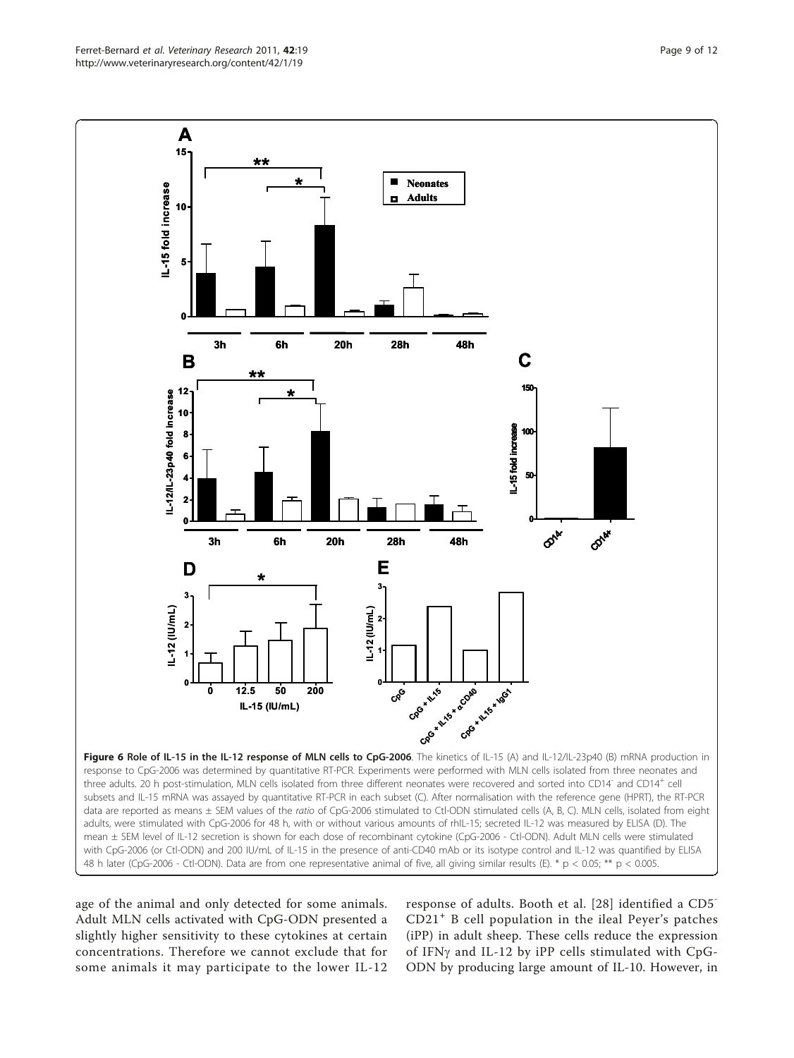**Figure 6 Role of IL-15 in the IL-12 response of MLN cells to CpG-2006**. The kinetics of IL-15 (A) and IL-12/IL-23p40 (B) mRNA production in response to CpG-2006 was determined by quantitative RT-PCR. Experiments were performed with MLN cells isolated from three neonates and three adults. 20 h post-stimulation, MLN cells isolated from three different neonates were recovered and sorted into $CD14^-$ and $CD14^+$ cell subsets and IL-15 mRNA was assayed by quantitative RT-PCR in each subset (C). After normalisation with the reference gene (HPRT), the RT-PCR data are reported as means ± SEM values of the *ratio* of CpG-2006 stimulated to Ctl-ODN stimulated cells (A, B, C). MLN cells, isolated from eight adults, were stimulated with CpG-2006 for 48 h, with or without various amounts of rhIL-15; secreted IL-12 was measured by ELISA (D). The mean ± SEM level of IL-12 secretion is shown for each dose of recombinant cytokine (CpG-2006 - Ctl-ODN). Adult MLN cells were stimulated with CpG-2006 (or Ctl-ODN) and 200 IU/mL of IL-15 in the presence of anti-CD40 mAb or its isotype control and IL-12 was quantified by ELISA 48 h later (CpG-2006 - Ctl-ODN). Data are from one representative animal of five, all giving similar results (E). * $p < 0.05$; ** $p < 0.005$.

age of the animal and only detected for some animals. Adult MLN cells activated with CpG-ODN presented a slightly higher sensitivity to these cytokines at certain concentrations. Therefore we cannot exclude that for some animals it may participate to the lower IL-12 response of adults. Booth et al. [28] identified a $CD5^-$ $CD21^+$ B cell population in the ileal Peyer's patches (iPP) in adult sheep. These cells reduce the expression of IFNγ and IL-12 by iPP cells stimulated with CpG-ODN by producing large amount of IL-10. However, in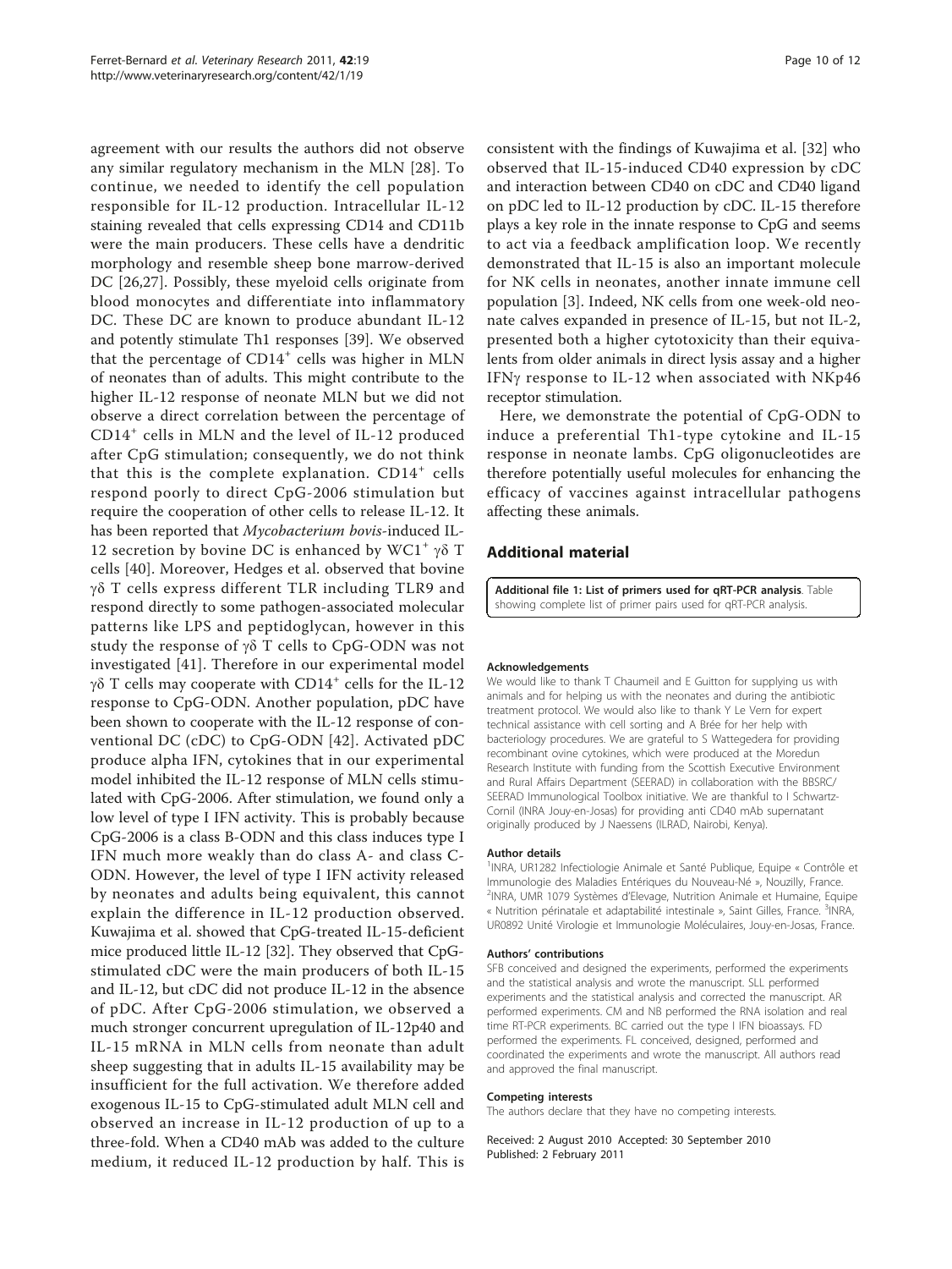agreement with our results the authors did not observe any similar regulatory mechanism in the MLN [28]. To continue, we needed to identify the cell population responsible for IL-12 production. Intracellular IL-12 staining revealed that cells expressing CD14 and CD11b were the main producers. These cells have a dendritic morphology and resemble sheep bone marrow-derived DC [26,27]. Possibly, these myeloid cells originate from blood monocytes and differentiate into inflammatory DC. These DC are known to produce abundant IL-12 and potently stimulate Th1 responses [39]. We observed that the percentage of $CD14^+$ cells was higher in MLN of neonates than of adults. This might contribute to the higher IL-12 response of neonate MLN but we did not observe a direct correlation between the percentage of $CD14^+$ cells in MLN and the level of IL-12 produced after CpG stimulation; consequently, we do not think that this is the complete explanation. $CD14^+$ cells respond poorly to direct CpG-2006 stimulation but require the cooperation of other cells to release IL-12. It has been reported that *Mycobacterium bovis*-induced IL-12 secretion by bovine DC is enhanced by $WC1^+$ γδ T cells [40]. Moreover, Hedges et al. observed that bovine γδ T cells express different TLR including TLR9 and respond directly to some pathogen-associated molecular patterns like LPS and peptidoglycan, however in this study the response of γδ T cells to CpG-ODN was not investigated [41]. Therefore in our experimental model γδ T cells may cooperate with $CD14^+$ cells for the IL-12 response to CpG-ODN. Another population, pDC have been shown to cooperate with the IL-12 response of conventional DC (cDC) to CpG-ODN [42]. Activated pDC produce alpha IFN, cytokines that in our experimental model inhibited the IL-12 response of MLN cells stimulated with CpG-2006. After stimulation, we found only a low level of type I IFN activity. This is probably because CpG-2006 is a class B-ODN and this class induces type I IFN much more weakly than do class A- and class C-ODN. However, the level of type I IFN activity released by neonates and adults being equivalent, this cannot explain the difference in IL-12 production observed. Kuwajima et al. showed that CpG-treated IL-15-deficient mice produced little IL-12 [32]. They observed that CpG-stimulated cDC were the main producers of both IL-15 and IL-12, but cDC did not produce IL-12 in the absence of pDC. After CpG-2006 stimulation, we observed a much stronger concurrent upregulation of IL-12p40 and IL-15 mRNA in MLN cells from neonate than adult sheep suggesting that in adults IL-15 availability may be insufficient for the full activation. We therefore added exogenous IL-15 to CpG-stimulated adult MLN cell and observed an increase in IL-12 production of up to a three-fold. When a CD40 mAb was added to the culture medium, it reduced IL-12 production by half. This is consistent with the findings of Kuwajima et al. [32] who observed that IL-15-induced CD40 expression by cDC and interaction between CD40 on cDC and CD40 ligand on pDC led to IL-12 production by cDC. IL-15 therefore plays a key role in the innate response to CpG and seems to act via a feedback amplification loop. We recently demonstrated that IL-15 is also an important molecule for NK cells in neonates, another innate immune cell population [3]. Indeed, NK cells from one week-old neonate calves expanded in presence of IL-15, but not IL-2, presented both a higher cytotoxicity than their equivalents from older animals in direct lysis assay and a higher IFNγ response to IL-12 when associated with NKp46 receptor stimulation.

Here, we demonstrate the potential of CpG-ODN to induce a preferential Th1-type cytokine and IL-15 response in neonate lambs. CpG oligonucleotides are therefore potentially useful molecules for enhancing the efficacy of vaccines against intracellular pathogens affecting these animals.

## Additional material

**Additional file 1: List of primers used for qRT-PCR analysis**. Table showing complete list of primer pairs used for qRT-PCR analysis.

#### Acknowledgements

We would like to thank T Chaumeil and E Guitton for supplying us with animals and for helping us with the neonates and during the antibiotic treatment protocol. We would also like to thank Y Le Vern for expert technical assistance with cell sorting and A Brée for her help with bacteriology procedures. We are grateful to S Wattegedera for providing recombinant ovine cytokines, which were produced at the Moredun Research Institute with funding from the Scottish Executive Environment and Rural Affairs Department (SEERAD) in collaboration with the BBSRC/SEERAD Immunological Toolbox initiative. We are thankful to I Schwartz-Cornil (INRA Jouy-en-Josas) for providing anti CD40 mAb supernatant originally produced by J Naessens (ILRAD, Nairobi, Kenya).

#### Author details

[1]INRA, UR1282 Infectiologie Animale et Santé Publique, Equipe « Contrôle et Immunologie des Maladies Entériques du Nouveau-Né », Nouzilly, France. [2]INRA, UMR 1079 Systèmes d'Elevage, Nutrition Animale et Humaine, Equipe « Nutrition périnatale et adaptabilité intestinale », Saint Gilles, France. [3]INRA, UR0892 Unité Virologie et Immunologie Moléculaires, Jouy-en-Josas, France.

#### Authors' contributions

SFB conceived and designed the experiments, performed the experiments and the statistical analysis and wrote the manuscript. SLL performed experiments and the statistical analysis and corrected the manuscript. AR performed experiments. CM and NB performed the RNA isolation and real time RT-PCR experiments. BC carried out the type I IFN bioassays. FD performed the experiments. FL conceived, designed, performed and coordinated the experiments and wrote the manuscript. All authors read and approved the final manuscript.

#### Competing interests

The authors declare that they have no competing interests.

Received: 2 August 2010 Accepted: 30 September 2010
Published: 2 February 2011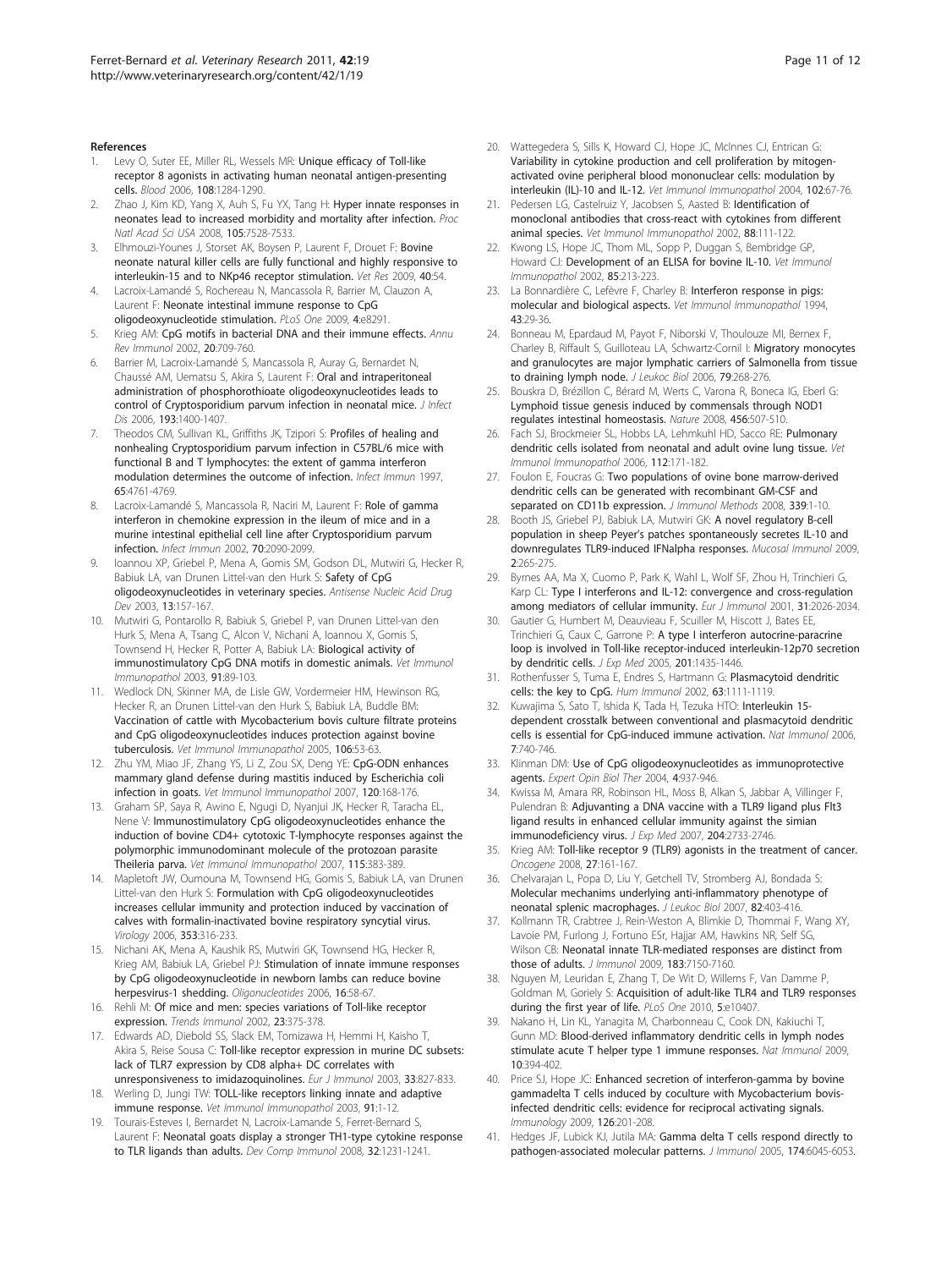## References

1. Levy O, Suter EE, Miller RL, Wessels MR: Unique efficacy of Toll-like receptor 8 agonists in activating human neonatal antigen-presenting cells. *Blood* 2006, **108**:1284-1290.
2. Zhao J, Kim KD, Yang X, Auh S, Fu YX, Tang H: Hyper innate responses in neonates lead to increased morbidity and mortality after infection. *Proc Natl Acad Sci USA* 2008, **105**:7528-7533.
3. Elhmouzi-Younes J, Storset AK, Boysen P, Laurent F, Drouet F: Bovine neonate natural killer cells are fully functional and highly responsive to interleukin-15 and to NKp46 receptor stimulation. *Vet Res* 2009, **40**:54.
4. Lacroix-Lamandé S, Rochereau N, Mancassola R, Barrier M, Clauzon A, Laurent F: Neonate intestinal immune response to CpG oligodeoxynucleotide stimulation. *PLoS One* 2009, **4**:e8291.
5. Krieg AM: CpG motifs in bacterial DNA and their immune effects. *Annu Rev Immunol* 2002, **20**:709-760.
6. Barrier M, Lacroix-Lamandé S, Mancassola R, Auray G, Bernardet N, Chaussé AM, Uematsu S, Akira S, Laurent F: Oral and intraperitoneal administration of phosphorothioate oligodeoxynucleotides leads to control of Cryptosporidium parvum infection in neonatal mice. *J Infect Dis* 2006, **193**:1400-1407.
7. Theodos CM, Sullivan KL, Griffiths JK, Tzipori S: Profiles of healing and nonhealing Cryptosporidium parvum infection in C57BL/6 mice with functional B and T lymphocytes: the extent of gamma interferon modulation determines the outcome of infection. *Infect Immun* 1997, **65**:4761-4769.
8. Lacroix-Lamandé S, Mancassola R, Naciri M, Laurent F: Role of gamma interferon in chemokine expression in the ileum of mice and in a murine intestinal epithelial cell line after Cryptosporidium parvum infection. *Infect Immun* 2002, **70**:2090-2099.
9. Ioannou XP, Griebel P, Mena A, Gomis SM, Godson DL, Mutwiri G, Hecker R, Babiuk LA, van Drunen Littel-van den Hurk S: Safety of CpG oligodeoxynucleotides in veterinary species. *Antisense Nucleic Acid Drug Dev* 2003, **13**:157-167.
10. Mutwiri G, Pontarollo R, Babiuk S, Griebel P, van Drunen Littel-van den Hurk S, Mena A, Tsang C, Alcon V, Nichani A, Ioannou X, Gomis S, Townsend H, Hecker R, Potter A, Babiuk LA: Biological activity of immunostimulatory CpG DNA motifs in domestic animals. *Vet Immunol Immunopathol* 2003, **91**:89-103.
11. Wedlock DN, Skinner MA, de Lisle GW, Vordermeier HM, Hewinson RG, Hecker R, an Drunen Littel-van den Hurk S, Babiuk LA, Buddle BM: Vaccination of cattle with Mycobacterium bovis culture filtrate proteins and CpG oligodeoxynucleotides induces protection against bovine tuberculosis. *Vet Immunol Immunopathol* 2005, **106**:53-63.
12. Zhu YM, Miao JF, Zhang YS, Li Z, Zou SX, Deng YE: CpG-ODN enhances mammary gland defense during mastitis induced by Escherichia coli infection in goats. *Vet Immunol Immunopathol* 2007, **120**:168-176.
13. Graham SP, Saya R, Awino E, Ngugi D, Nyanjui JK, Hecker R, Taracha EL, Nene V: Immunostimulatory CpG oligodeoxynucleotides enhance the induction of bovine CD4+ cytotoxic T-lymphocyte responses against the polymorphic immunodominant molecule of the protozoan parasite Theileria parva. *Vet Immunol Immunopathol* 2007, **115**:383-389.
14. Mapletoft JW, Oumouna M, Townsend HG, Gomis S, Babiuk LA, van Drunen Littel-van den Hurk S: Formulation with CpG oligodeoxynucleotides increases cellular immunity and protection induced by vaccination of calves with formalin-inactivated bovine respiratory syncytial virus. *Virology* 2006, **353**:316-233.
15. Nichani AK, Mena A, Kaushik RS, Mutwiri GK, Townsend HG, Hecker R, Krieg AM, Babiuk LA, Griebel PJ: Stimulation of innate immune responses by CpG oligodeoxynucleotide in newborn lambs can reduce bovine herpesvirus-1 shedding. *Oligonucleotides* 2006, **16**:58-67.
16. Rehli M: Of mice and men: species variations of Toll-like receptor expression. *Trends Immunol* 2002, **23**:375-378.
17. Edwards AD, Diebold SS, Slack EM, Tomizawa H, Hemmi H, Kaisho T, Akira S, Reise Sousa C: Toll-like receptor expression in murine DC subsets: lack of TLR7 expression by CD8 alpha+ DC correlates with unresponsiveness to imidazoquinolines. *Eur J Immunol* 2003, **33**:827-833.
18. Werling D, Jungi TW: TOLL-like receptors linking innate and adaptive immune response. *Vet Immunol Immunopathol* 2003, **91**:1-12.
19. Tourais-Esteves I, Bernardet N, Lacroix-Lamande S, Ferret-Bernard S, Laurent F: Neonatal goats display a stronger TH1-type cytokine response to TLR ligands than adults. *Dev Comp Immunol* 2008, **32**:1231-1241.
20. Wattegedera S, Sills K, Howard CJ, Hope JC, McInnes CJ, Entrican G: Variability in cytokine production and cell proliferation by mitogen-activated ovine peripheral blood mononuclear cells: modulation by interleukin (IL)-10 and IL-12. *Vet Immunol Immunopathol* 2004, **102**:67-76.
21. Pedersen LG, Castelruiz Y, Jacobsen S, Aasted B: Identification of monoclonal antibodies that cross-react with cytokines from different animal species. *Vet Immunol Immunopathol* 2002, **88**:111-122.
22. Kwong LS, Hope JC, Thom ML, Sopp P, Duggan S, Bembridge GP, Howard CJ: Development of an ELISA for bovine IL-10. *Vet Immunol Immunopathol* 2002, **85**:213-223.
23. La Bonnardière C, Lefèvre F, Charley B: Interferon response in pigs: molecular and biological aspects. *Vet Immunol Immunopathol* 1994, **43**:29-36.
24. Bonneau M, Epardaud M, Payot F, Niborski V, Thoulouze MI, Bernex F, Charley B, Riffault S, Guilloteau LA, Schwartz-Cornil I: Migratory monocytes and granulocytes are major lymphatic carriers of Salmonella from tissue to draining lymph node. *J Leukoc Biol* 2006, **79**:268-276.
25. Bouskra D, Brézillon C, Bérard M, Werts C, Varona R, Boneca IG, Eberl G: Lymphoid tissue genesis induced by commensals through NOD1 regulates intestinal homeostasis. *Nature* 2008, **456**:507-510.
26. Fach SJ, Brockmeier SL, Hobbs LA, Lehmkuhl HD, Sacco RE: Pulmonary dendritic cells isolated from neonatal and adult ovine lung tissue. *Vet Immunol Immunopathol* 2006, **112**:171-182.
27. Foulon E, Foucras G: Two populations of ovine bone marrow-derived dendritic cells can be generated with recombinant GM-CSF and separated on CD11b expression. *J Immunol Methods* 2008, **339**:1-10.
28. Booth JS, Griebel PJ, Babiuk LA, Mutwiri GK: A novel regulatory B-cell population in sheep Peyer's patches spontaneously secretes IL-10 and downregulates TLR9-induced IFNalpha responses. *Mucosal Immunol* 2009, **2**:265-275.
29. Byrnes AA, Ma X, Cuomo P, Park K, Wahl L, Wolf SF, Zhou H, Trinchieri G, Karp CL: Type I interferons and IL-12: convergence and cross-regulation among mediators of cellular immunity. *Eur J Immunol* 2001, **31**:2026-2034.
30. Gautier G, Humbert M, Deauvieau F, Scuiller M, Hiscott J, Bates EE, Trinchieri G, Caux C, Garrone P: A type I interferon autocrine-paracrine loop is involved in Toll-like receptor-induced interleukin-12p70 secretion by dendritic cells. *J Exp Med* 2005, **201**:1435-1446.
31. Rothenfusser S, Tuma E, Endres S, Hartmann G: Plasmacytoid dendritic cells: the key to CpG. *Hum Immunol* 2002, **63**:1111-1119.
32. Kuwajima S, Sato T, Ishida K, Tada H, Tezuka HTO: Interleukin 15-dependent crosstalk between conventional and plasmacytoid dendritic cells is essential for CpG-induced immune activation. *Nat Immunol* 2006, **7**:740-746.
33. Klinman DM: Use of CpG oligodeoxynucleotides as immunoprotective agents. *Expert Opin Biol Ther* 2004, **4**:937-946.
34. Kwissa M, Amara RR, Robinson HL, Moss B, Alkan S, Jabbar A, Villinger F, Pulendran B: Adjuvanting a DNA vaccine with a TLR9 ligand plus Flt3 ligand results in enhanced cellular immunity against the simian immunodeficiency virus. *J Exp Med* 2007, **204**:2733-2746.
35. Krieg AM: Toll-like receptor 9 (TLR9) agonists in the treatment of cancer. *Oncogene* 2008, **27**:161-167.
36. Chelvarajan L, Popa D, Liu Y, Getchell TV, Stromberg AJ, Bondada S: Molecular mechanisms underlying anti-inflammatory phenotype of neonatal splenic macrophages. *J Leukoc Biol* 2007, **82**:403-416.
37. Kollmann TR, Crabtree J, Rein-Weston A, Blimkie D, Thommai F, Wang XY, Lavoie PM, Furlong J, Fortuno ESr, Hajjar AM, Hawkins NR, Self SG, Wilson CB: Neonatal innate TLR-mediated responses are distinct from those of adults. *J Immunol* 2009, **183**:7150-7160.
38. Nguyen M, Leuridan E, Zhang T, De Wit D, Willems F, Van Damme P, Goldman M, Goriely S: Acquisition of adult-like TLR4 and TLR9 responses during the first year of life. *PLoS One* 2010, **5**:e10407.
39. Nakano H, Lin KL, Yanagita M, Charbonneau C, Cook DN, Kakiuchi T, Gunn MD: Blood-derived inflammatory dendritic cells in lymph nodes stimulate acute T helper type 1 immune responses. *Nat Immunol* 2009, **10**:394-402.
40. Price SJ, Hope JC: Enhanced secretion of interferon-gamma by bovine gammadelta T cells induced by coculture with Mycobacterium bovis-infected dendritic cells: evidence for reciprocal activating signals. *Immunology* 2009, **126**:201-208.
41. Hedges JF, Lubick KJ, Jutila MA: Gamma delta T cells respond directly to pathogen-associated molecular patterns. *J Immunol* 2005, **174**:6045-6053.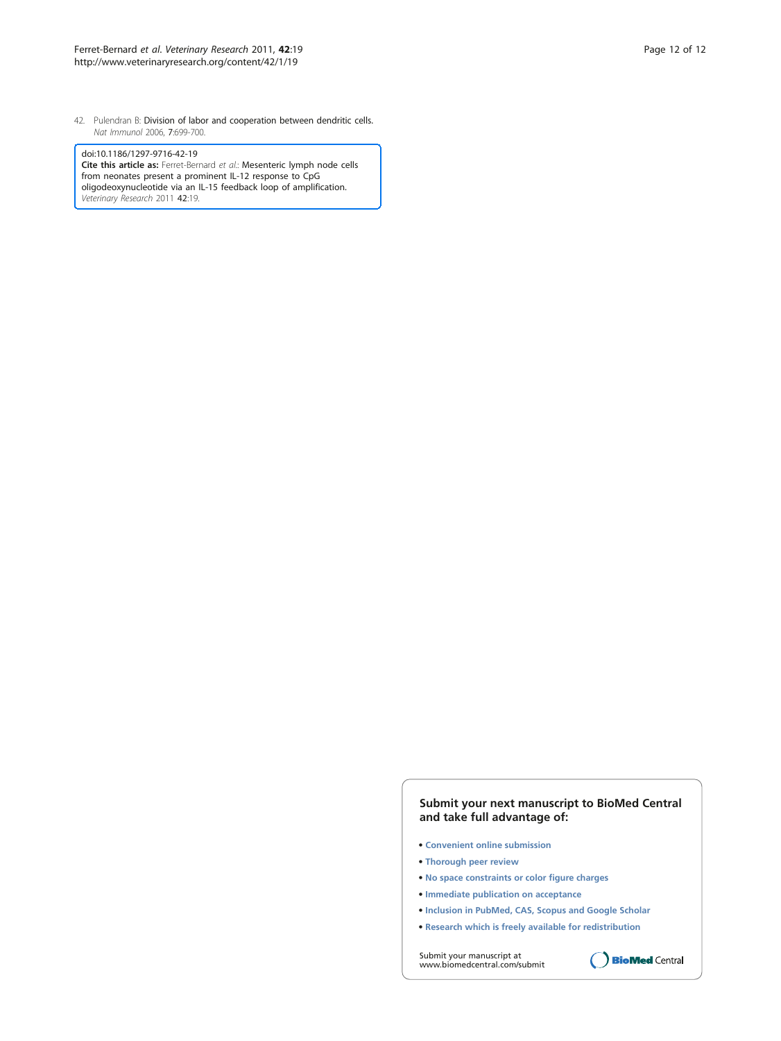42. Pulendran B: **Division of labor and cooperation between dendritic cells.** *Nat Immunol* 2006, **7**:699-700.

doi:10.1186/1297-9716-42-19

**Cite this article as:** Ferret-Bernard *et al.*: Mesenteric lymph node cells from neonates present a prominent IL-12 response to CpG oligodeoxynucleotide via an IL-15 feedback loop of amplification. *Veterinary Research* 2011 **42**:19.

**Submit your next manuscript to BioMed Central and take full advantage of:**

- **Convenient online submission**
- **Thorough peer review**
- **No space constraints or color figure charges**
- **Immediate publication on acceptance**
- **Inclusion in PubMed, CAS, Scopus and Google Scholar**
- **Research which is freely available for redistribution**

Submit your manuscript at www.biomedcentral.com/submit

BioMed Central